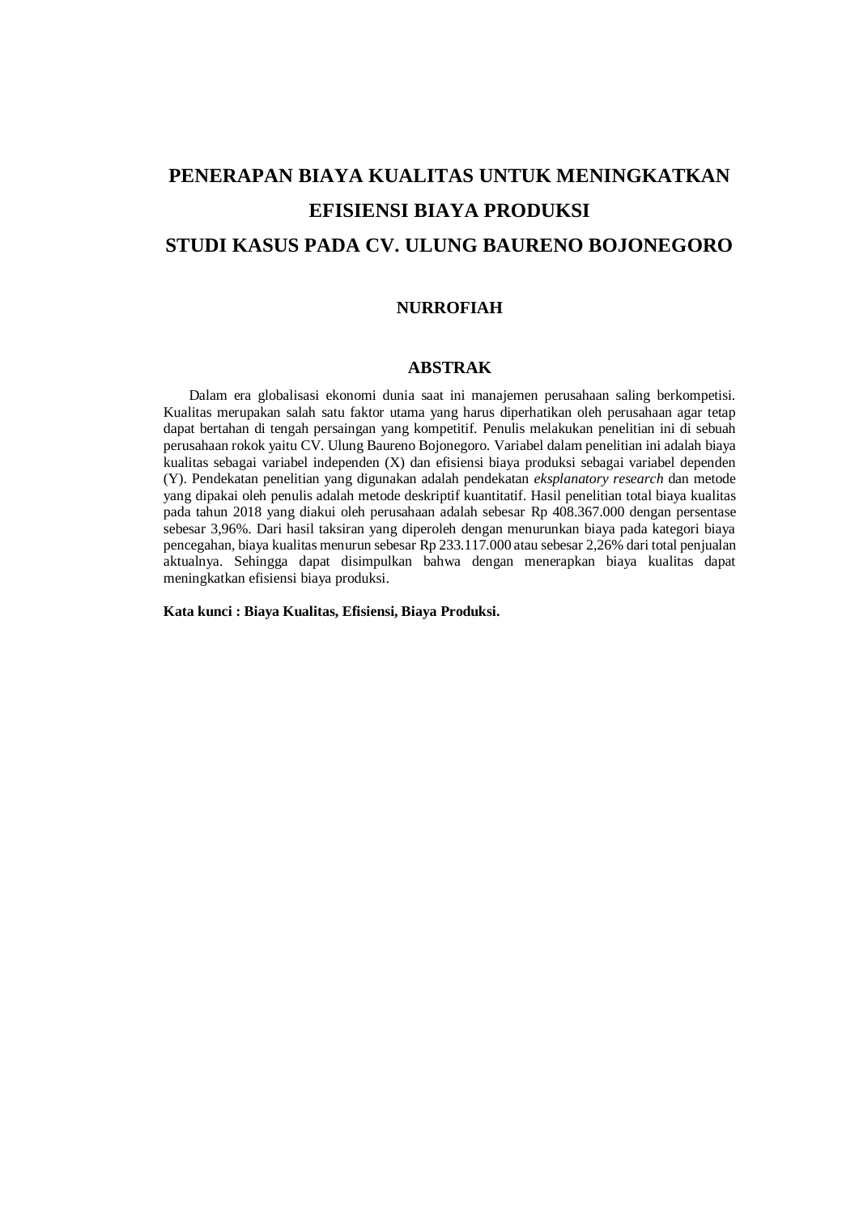# PENERAPAN BIAYA KUALITAS UNTUK MENINGKATKAN EFISIENSI BIAYA PRODUKSI STUDI KASUS PADA CV. ULUNG BAURENO BOJONEGORO

**NURROFIAH**

## ABSTRAK

Dalam era globalisasi ekonomi dunia saat ini manajemen perusahaan saling berkompetisi. Kualitas merupakan salah satu faktor utama yang harus diperhatikan oleh perusahaan agar tetap dapat bertahan di tengah persaingan yang kompetitif. Penulis melakukan penelitian ini di sebuah perusahaan rokok yaitu CV. Ulung Baureno Bojonegoro. Variabel dalam penelitian ini adalah biaya kualitas sebagai variabel independen (X) dan efisiensi biaya produksi sebagai variabel dependen (Y). Pendekatan penelitian yang digunakan adalah pendekatan *eksplanatory research* dan metode yang dipakai oleh penulis adalah metode deskriptif kuantitatif. Hasil penelitian total biaya kualitas pada tahun 2018 yang diakui oleh perusahaan adalah sebesar Rp 408.367.000 dengan persentase sebesar 3,96%. Dari hasil taksiran yang diperoleh dengan menurunkan biaya pada kategori biaya pencegahan, biaya kualitas menurun sebesar Rp 233.117.000 atau sebesar 2,26% dari total penjualan aktualnya. Sehingga dapat disimpulkan bahwa dengan menerapkan biaya kualitas dapat meningkatkan efisiensi biaya produksi.

**Kata kunci : Biaya Kualitas, Efisiensi, Biaya Produksi.**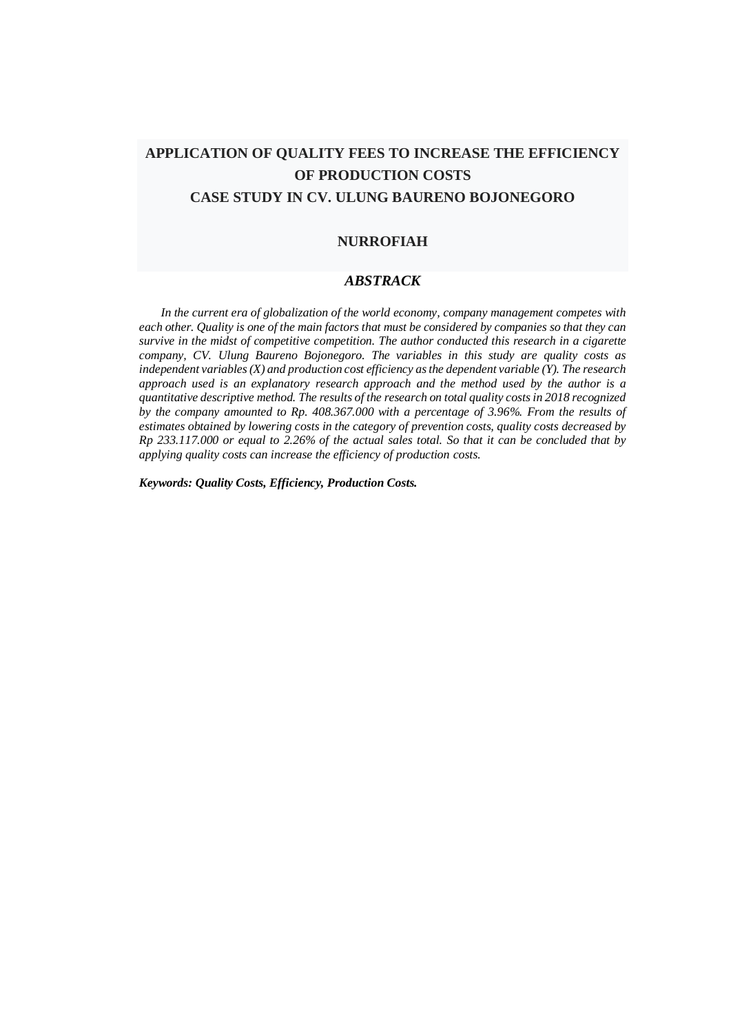# APPLICATION OF QUALITY FEES TO INCREASE THE EFFICIENCY OF PRODUCTION COSTS
# CASE STUDY IN CV. ULUNG BAURENO BOJONEGORO

**NURROFIAH**

## *ABSTRACK*

*In the current era of globalization of the world economy, company management competes with each other. Quality is one of the main factors that must be considered by companies so that they can survive in the midst of competitive competition. The author conducted this research in a cigarette company, CV. Ulung Baureno Bojonegoro. The variables in this study are quality costs as independent variables (X) and production cost efficiency as the dependent variable (Y). The research approach used is an explanatory research approach and the method used by the author is a quantitative descriptive method. The results of the research on total quality costs in 2018 recognized by the company amounted to Rp. 408.367.000 with a percentage of 3.96%. From the results of estimates obtained by lowering costs in the category of prevention costs, quality costs decreased by Rp 233.117.000 or equal to 2.26% of the actual sales total. So that it can be concluded that by applying quality costs can increase the efficiency of production costs.*

***Keywords: Quality Costs, Efficiency, Production Costs.***